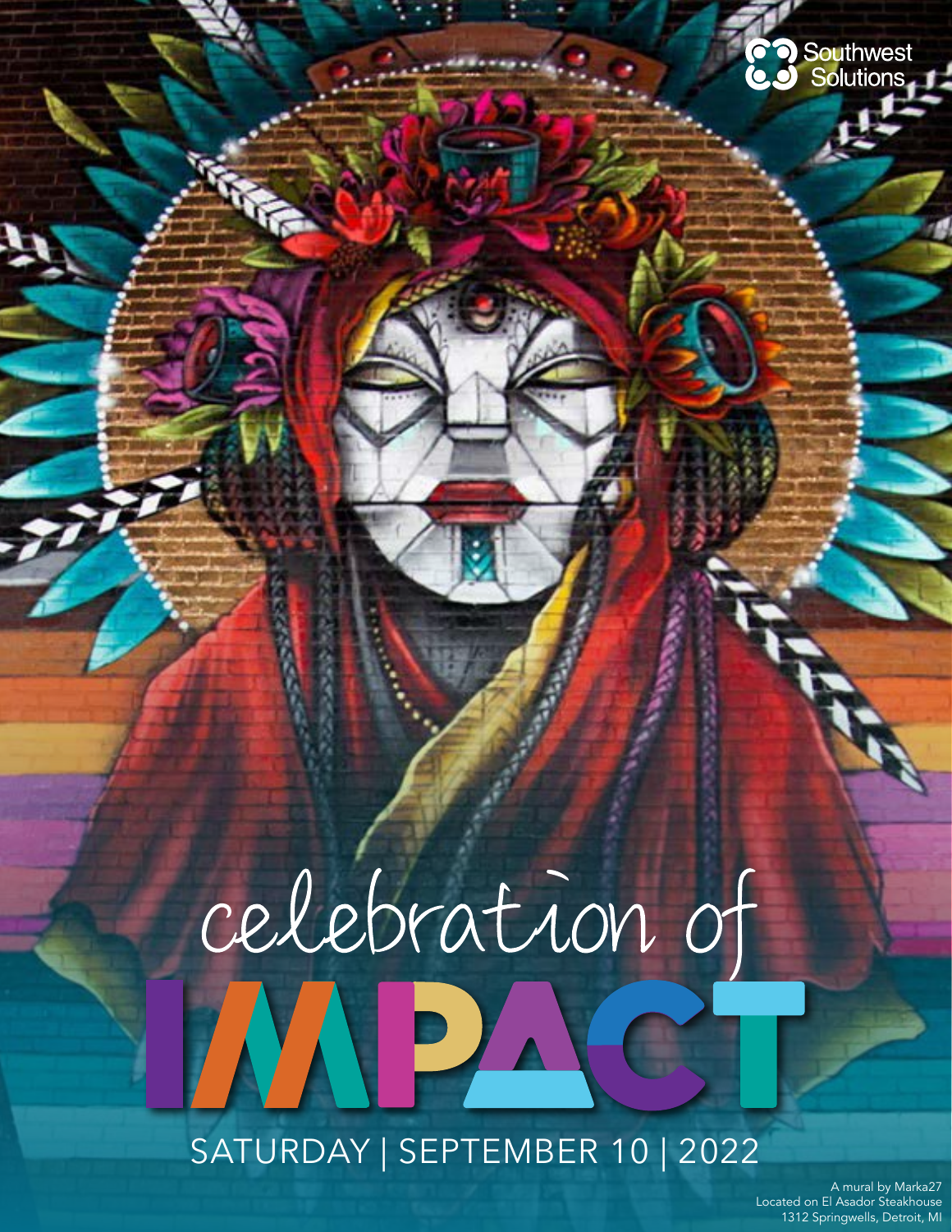Southwest Solutions

# celebration of IMPACT

SATURDAY | SEPTEMBER 10 | 2022

A mural by Marka27
Located on El Asador Steakhouse
1312 Springwells, Detroit, MI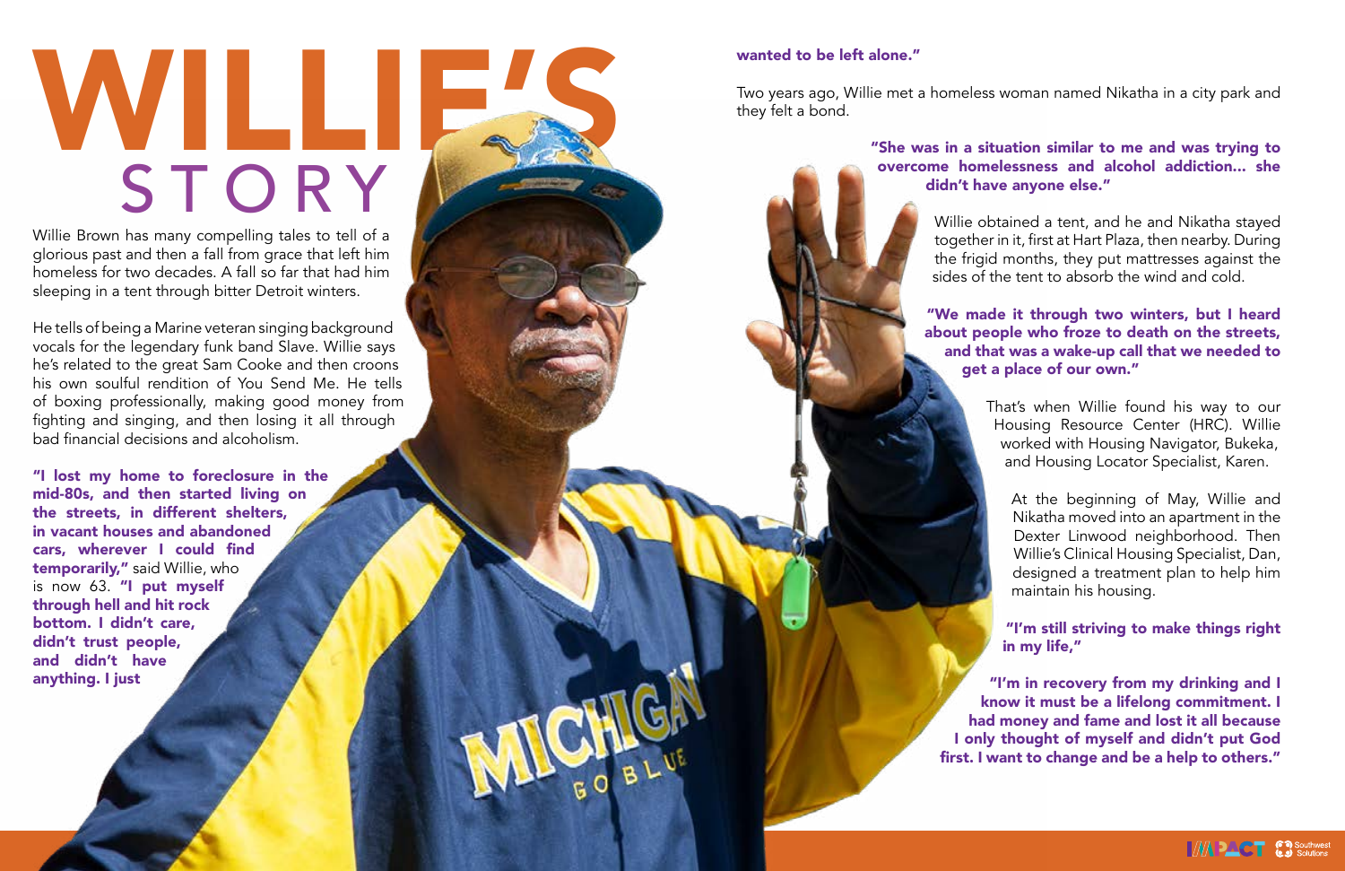# WILLIE'S STORY

Willie Brown has many compelling tales to tell of a glorious past and then a fall from grace that left him homeless for two decades. A fall so far that had him sleeping in a tent through bitter Detroit winters.

He tells of being a Marine veteran singing background vocals for the legendary funk band Slave. Willie says he's related to the great Sam Cooke and then croons his own soulful rendition of You Send Me. He tells of boxing professionally, making good money from fighting and singing, and then losing it all through bad financial decisions and alcoholism.

**"I lost my home to foreclosure in the mid-80s, and then started living on the streets, in different shelters, in vacant houses and abandoned cars, wherever I could find temporarily,"** said Willie, who is now 63. **"I put myself through hell and hit rock bottom. I didn't care, didn't trust people, and didn't have anything. I just wanted to be left alone."**

Two years ago, Willie met a homeless woman named Nikatha in a city park and they felt a bond.

**"She was in a situation similar to me and was trying to overcome homelessness and alcohol addiction... she didn't have anyone else."**

Willie obtained a tent, and he and Nikatha stayed together in it, first at Hart Plaza, then nearby. During the frigid months, they put mattresses against the sides of the tent to absorb the wind and cold.

**"We made it through two winters, but I heard about people who froze to death on the streets, and that was a wake-up call that we needed to get a place of our own."**

That's when Willie found his way to our Housing Resource Center (HRC). Willie worked with Housing Navigator, Bukeka, and Housing Locator Specialist, Karen.

At the beginning of May, Willie and Nikatha moved into an apartment in the Dexter Linwood neighborhood. Then Willie's Clinical Housing Specialist, Dan, designed a treatment plan to help him maintain his housing.

**"I'm still striving to make things right in my life,"**

**"I'm in recovery from my drinking and I know it must be a lifelong commitment. I had money and fame and lost it all because I only thought of myself and didn't put God first. I want to change and be a help to others."**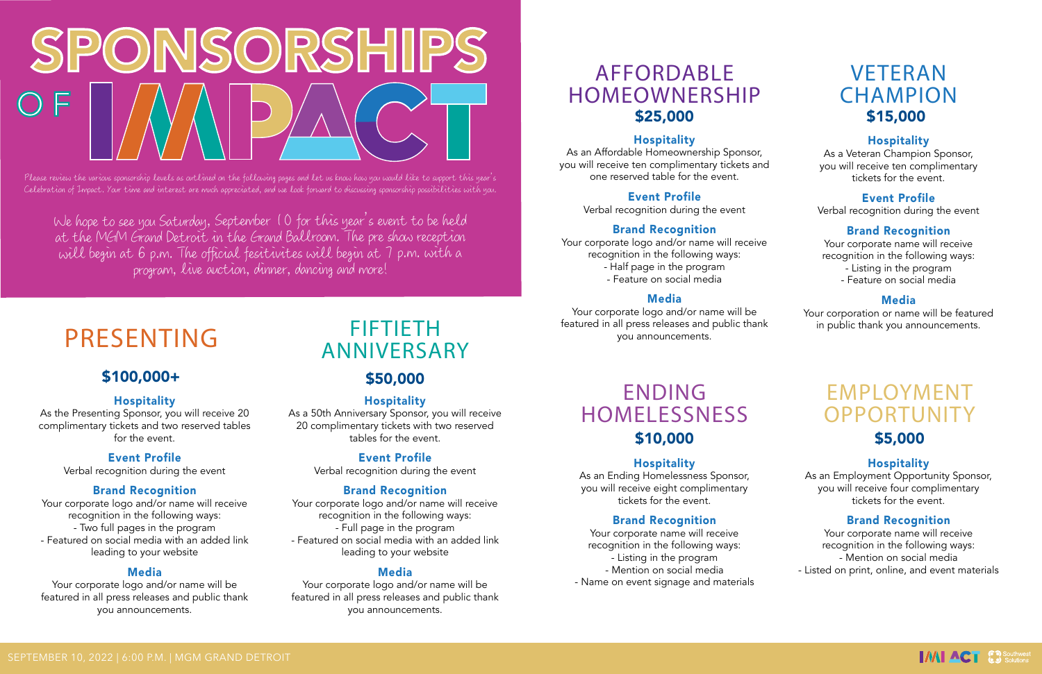# SPONSORSHIPS OF IMPACT

Please review the various sponsorship levels as outlined on the following pages and let us know how you would like to support this year's Celebration of Impact. Your time and interest are much appreciated, and we look forward to discussing sponsorship possibilities with you.

We hope to see you Saturday, September 10 for this year's event to be held at the MGM Grand Detroit in the Grand Ballroom. The pre show reception will begin at 6 p.m. The official festivities will begin at 7 p.m. with a program, live auction, dinner, dancing and more!

## PRESENTING

### $100,000+

**Hospitality**

As the Presenting Sponsor, you will receive 20 complimentary tickets and two reserved tables for the event.

**Event Profile**

Verbal recognition during the event

**Brand Recognition**

Your corporate logo and/or name will receive recognition in the following ways:
- Two full pages in the program
- Featured on social media with an added link leading to your website

**Media**

Your corporate logo and/or name will be featured in all press releases and public thank you announcements.

## FIFTIETH ANNIVERSARY

### $50,000

**Hospitality**

As a 50th Anniversary Sponsor, you will receive 20 complimentary tickets with two reserved tables for the event.

**Event Profile**

Verbal recognition during the event

**Brand Recognition**

Your corporate logo and/or name will receive recognition in the following ways:
- Full page in the program
- Featured on social media with an added link leading to your website

**Media**

Your corporate logo and/or name will be featured in all press releases and public thank you announcements.

## AFFORDABLE HOMEOWNERSHIP

### $25,000

**Hospitality**

As an Affordable Homeownership Sponsor, you will receive ten complimentary tickets and one reserved table for the event.

**Event Profile**

Verbal recognition during the event

**Brand Recognition**

Your corporate logo and/or name will receive recognition in the following ways:
- Half page in the program
- Feature on social media

**Media**

Your corporate logo and/or name will be featured in all press releases and public thank you announcements.

## VETERAN CHAMPION

### $15,000

**Hospitality**

As a Veteran Champion Sponsor, you will receive ten complimentary tickets for the event.

**Event Profile**

Verbal recognition during the event

**Brand Recognition**

Your corporate name will receive recognition in the following ways:
- Listing in the program
- Feature on social media

**Media**

Your corporation or name will be featured in public thank you announcements.

## ENDING HOMELESSNESS

### $10,000

**Hospitality**

As an Ending Homelessness Sponsor, you will receive eight complimentary tickets for the event.

**Brand Recognition**

Your corporate name will receive recognition in the following ways:
- Listing in the program
- Mention on social media
- Name on event signage and materials

## EMPLOYMENT OPPORTUNITY

### $5,000

**Hospitality**

As an Employment Opportunity Sponsor, you will receive four complimentary tickets for the event.

**Brand Recognition**

Your corporate name will receive recognition in the following ways:
- Mention on social media
- Listed on print, online, and event materials

SEPTEMBER 10, 2022 | 6:00 P.M. | MGM GRAND DETROIT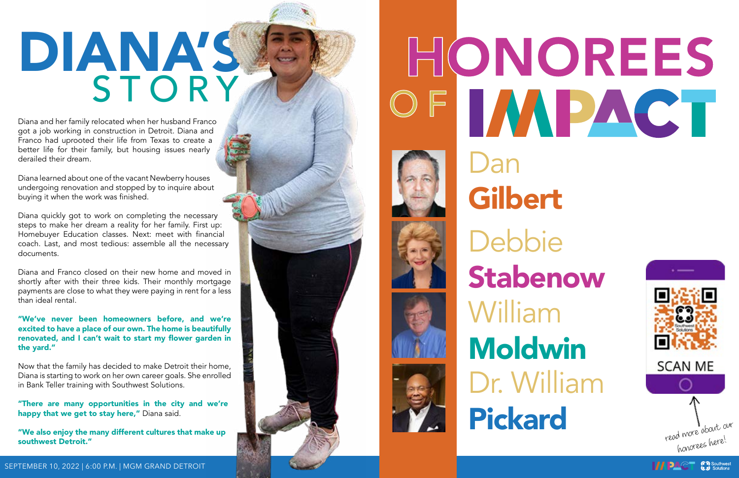# DIANA'S STORY

Diana and her family relocated when her husband Franco got a job working in construction in Detroit. Diana and Franco had uprooted their life from Texas to create a better life for their family, but housing issues nearly derailed their dream.

Diana learned about one of the vacant Newberry houses undergoing renovation and stopped by to inquire about buying it when the work was finished.

Diana quickly got to work on completing the necessary steps to make her dream a reality for her family. First up: Homebuyer Education classes. Next: meet with financial coach. Last, and most tedious: assemble all the necessary documents.

Diana and Franco closed on their new home and moved in shortly after with their three kids. Their monthly mortgage payments are close to what they were paying in rent for a less than ideal rental.

**"We've never been homeowners before, and we're excited to have a place of our own. The home is beautifully renovated, and I can't wait to start my flower garden in the yard."**

Now that the family has decided to make Detroit their home, Diana is starting to work on her own career goals. She enrolled in Bank Teller training with Southwest Solutions.

**"There are many opportunities in the city and we're happy that we get to stay here,"** Diana said.

**"We also enjoy the many different cultures that make up southwest Detroit."**

# HONOREES OF IMPACT

Dan **Gilbert**

Debbie **Stabenow**

William **Moldwin**

Dr. William **Pickard**

SCAN ME

read more about our honorees here!

SEPTEMBER 10, 2022 | 6:00 P.M. | MGM GRAND DETROIT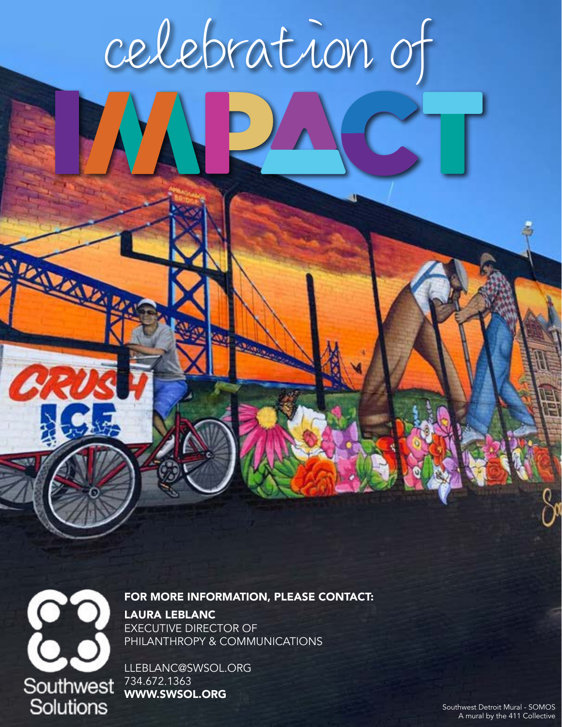# celebration of IMPACT

**FOR MORE INFORMATION, PLEASE CONTACT:**

**LAURA LEBLANC**
EXECUTIVE DIRECTOR OF
PHILANTHROPY & COMMUNICATIONS

LLEBLANC@SWSOL.ORG
734.672.1363
**WWW.SWSOL.ORG**

Southwest Solutions

Southwest Detroit Mural - SOMOS
A mural by the 411 Collective